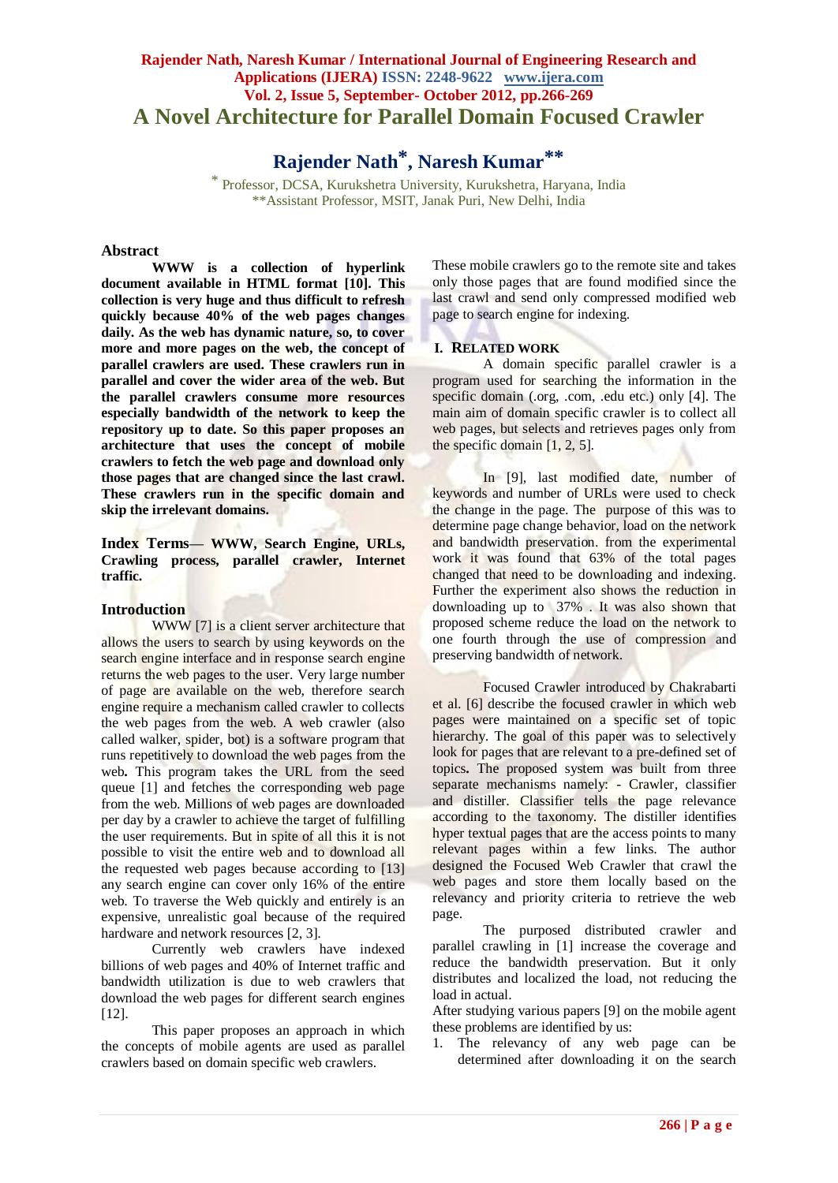# A Novel Architecture for Parallel Domain Focused Crawler

**Rajender Nath*, Naresh Kumar****

\* Professor, DCSA, Kurukshetra University, Kurukshetra, Haryana, India
\*\*Assistant Professor, MSIT, Janak Puri, New Delhi, India

## Abstract

**WWW is a collection of hyperlink document available in HTML format [10]. This collection is very huge and thus difficult to refresh quickly because 40% of the web pages changes daily. As the web has dynamic nature, so, to cover more and more pages on the web, the concept of parallel crawlers are used. These crawlers run in parallel and cover the wider area of the web. But the parallel crawlers consume more resources especially bandwidth of the network to keep the repository up to date. So this paper proposes an architecture that uses the concept of mobile crawlers to fetch the web page and download only those pages that are changed since the last crawl. These crawlers run in the specific domain and skip the irrelevant domains.**

**Index Terms— WWW, Search Engine, URLs, Crawling process, parallel crawler, Internet traffic.**

## Introduction

WWW [7] is a client server architecture that allows the users to search by using keywords on the search engine interface and in response search engine returns the web pages to the user. Very large number of page are available on the web, therefore search engine require a mechanism called crawler to collects the web pages from the web. A web crawler (also called walker, spider, bot) is a software program that runs repetitively to download the web pages from the web**.** This program takes the URL from the seed queue [1] and fetches the corresponding web page from the web. Millions of web pages are downloaded per day by a crawler to achieve the target of fulfilling the user requirements. But in spite of all this it is not possible to visit the entire web and to download all the requested web pages because according to [13] any search engine can cover only 16% of the entire web. To traverse the Web quickly and entirely is an expensive, unrealistic goal because of the required hardware and network resources [2, 3].

Currently web crawlers have indexed billions of web pages and 40% of Internet traffic and bandwidth utilization is due to web crawlers that download the web pages for different search engines [12].

This paper proposes an approach in which the concepts of mobile agents are used as parallel crawlers based on domain specific web crawlers. These mobile crawlers go to the remote site and takes only those pages that are found modified since the last crawl and send only compressed modified web page to search engine for indexing.

## I. Related Work

A domain specific parallel crawler is a program used for searching the information in the specific domain (.org, .com, .edu etc.) only [4]. The main aim of domain specific crawler is to collect all web pages, but selects and retrieves pages only from the specific domain [1, 2, 5].

In [9], last modified date, number of keywords and number of URLs were used to check the change in the page. The purpose of this was to determine page change behavior, load on the network and bandwidth preservation. from the experimental work it was found that 63% of the total pages changed that need to be downloading and indexing. Further the experiment also shows the reduction in downloading up to 37% . It was also shown that proposed scheme reduce the load on the network to one fourth through the use of compression and preserving bandwidth of network.

Focused Crawler introduced by Chakrabarti et al. [6] describe the focused crawler in which web pages were maintained on a specific set of topic hierarchy. The goal of this paper was to selectively look for pages that are relevant to a pre-defined set of topics**.** The proposed system was built from three separate mechanisms namely: - Crawler, classifier and distiller. Classifier tells the page relevance according to the taxonomy. The distiller identifies hyper textual pages that are the access points to many relevant pages within a few links. The author designed the Focused Web Crawler that crawl the web pages and store them locally based on the relevancy and priority criteria to retrieve the web page.

The purposed distributed crawler and parallel crawling in [1] increase the coverage and reduce the bandwidth preservation. But it only distributes and localized the load, not reducing the load in actual.

After studying various papers [9] on the mobile agent these problems are identified by us:

1. The relevancy of any web page can be determined after downloading it on the search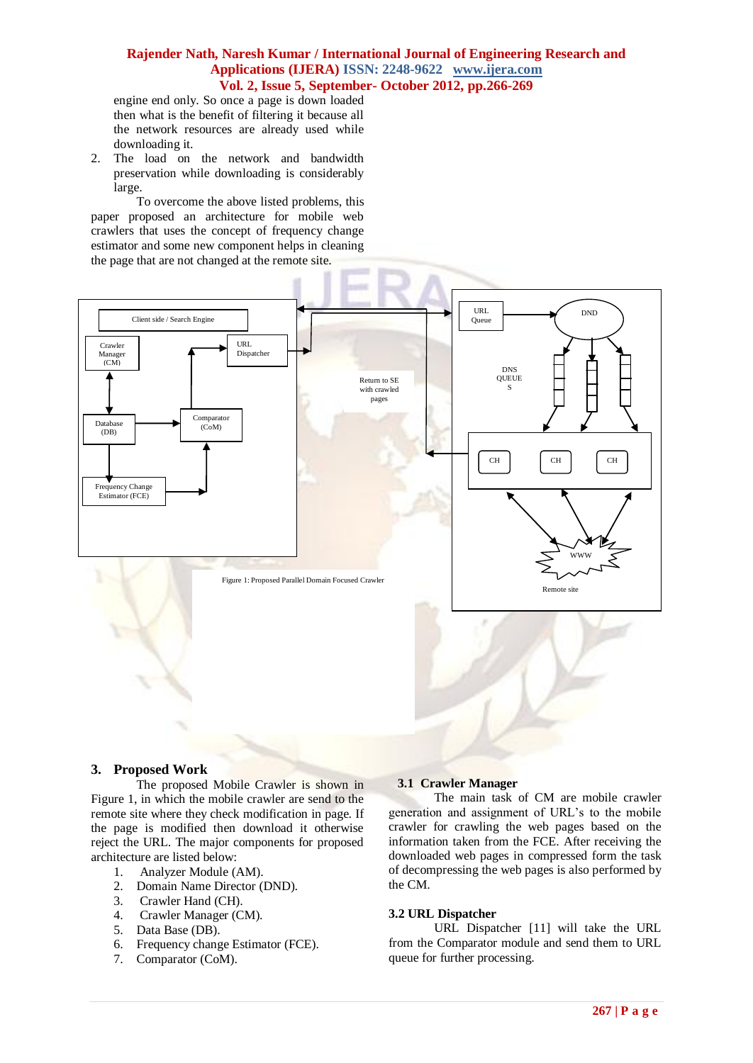engine end only. So once a page is down loaded then what is the benefit of filtering it because all the network resources are already used while downloading it.

2. The load on the network and bandwidth preservation while downloading is considerably large.

To overcome the above listed problems, this paper proposed an architecture for mobile web crawlers that uses the concept of frequency change estimator and some new component helps in cleaning the page that are not changed at the remote site.

Figure 1: Proposed Parallel Domain Focused Crawler

## 3. Proposed Work

The proposed Mobile Crawler is shown in Figure 1, in which the mobile crawler are send to the remote site where they check modification in page. If the page is modified then download it otherwise reject the URL. The major components for proposed architecture are listed below:

1. Analyzer Module (AM).
2. Domain Name Director (DND).
3. Crawler Hand (CH).
4. Crawler Manager (CM).
5. Data Base (DB).
6. Frequency change Estimator (FCE).
7. Comparator (CoM).

### 3.1 Crawler Manager

The main task of CM are mobile crawler generation and assignment of URL's to the mobile crawler for crawling the web pages based on the information taken from the FCE. After receiving the downloaded web pages in compressed form the task of decompressing the web pages is also performed by the CM.

### 3.2 URL Dispatcher

URL Dispatcher [11] will take the URL from the Comparator module and send them to URL queue for further processing.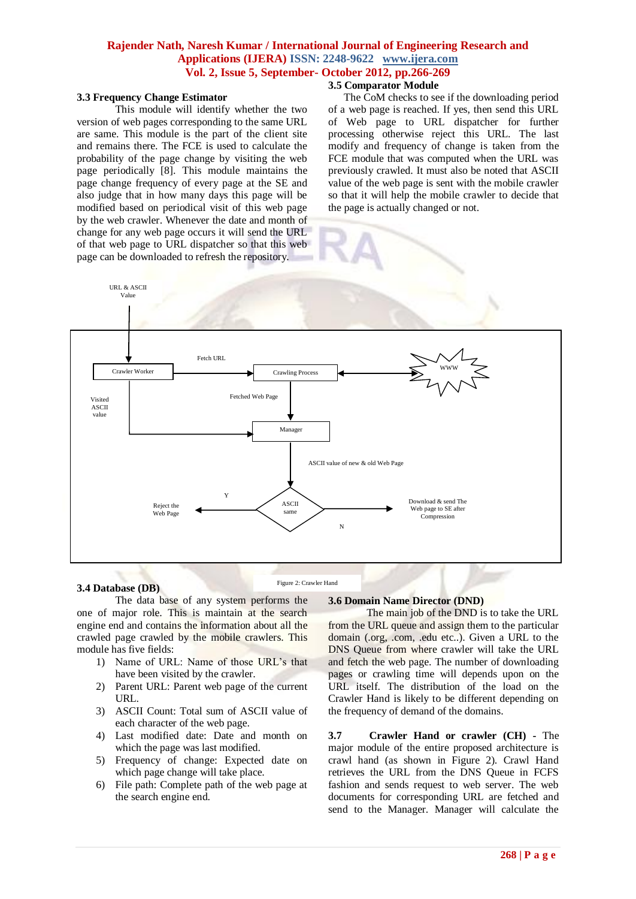### 3.3 Frequency Change Estimator

This module will identify whether the two version of web pages corresponding to the same URL are same. This module is the part of the client site and remains there. The FCE is used to calculate the probability of the page change by visiting the web page periodically [8]. This module maintains the page change frequency of every page at the SE and also judge that in how many days this page will be modified based on periodical visit of this web page by the web crawler. Whenever the date and month of change for any web page occurs it will send the URL of that web page to URL dispatcher so that this web page can be downloaded to refresh the repository.

### 3.4 Database (DB)

The data base of any system performs the one of major role. This is maintain at the search engine end and contains the information about all the crawled page crawled by the mobile crawlers. This module has five fields:

1) Name of URL: Name of those URL's that have been visited by the crawler.
2) Parent URL: Parent web page of the current URL.
3) ASCII Count: Total sum of ASCII value of each character of the web page.
4) Last modified date: Date and month on which the page was last modified.
5) Frequency of change: Expected date on which page change will take place.
6) File path: Complete path of the web page at the search engine end.

### 3.5 Comparator Module

The CoM checks to see if the downloading period of a web page is reached. If yes, then send this URL of Web page to URL dispatcher for further processing otherwise reject this URL. The last modify and frequency of change is taken from the FCE module that was computed when the URL was previously crawled. It must also be noted that ASCII value of the web page is sent with the mobile crawler so that it will help the mobile crawler to decide that the page is actually changed or not.

Figure 2: Crawler Hand

### 3.6 Domain Name Director (DND)

The main job of the DND is to take the URL from the URL queue and assign them to the particular domain (.org, .com, .edu etc..). Given a URL to the DNS Queue from where crawler will take the URL and fetch the web page. The number of downloading pages or crawling time will depends upon on the URL itself. The distribution of the load on the Crawler Hand is likely to be different depending on the frequency of demand of the domains.

### 3.7 Crawler Hand or crawler (CH)

- The major module of the entire proposed architecture is crawl hand (as shown in Figure 2). Crawl Hand retrieves the URL from the DNS Queue in FCFS fashion and sends request to web server. The web documents for corresponding URL are fetched and send to the Manager. Manager will calculate the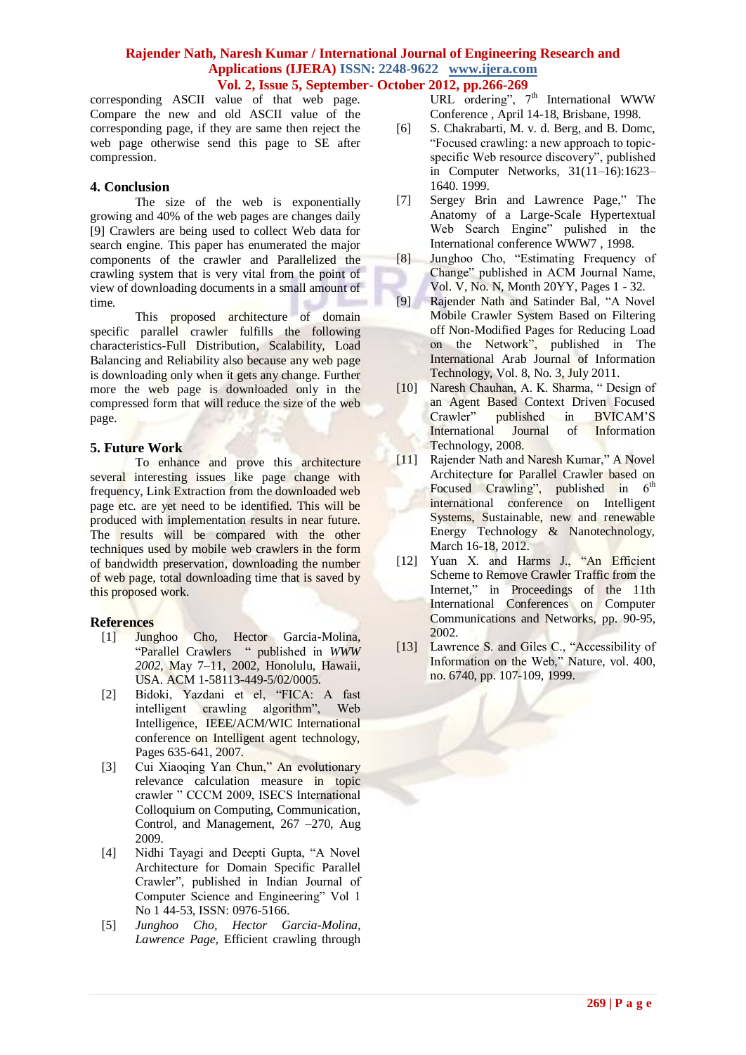corresponding ASCII value of that web page. Compare the new and old ASCII value of the corresponding page, if they are same then reject the web page otherwise send this page to SE after compression.

## 4. Conclusion

The size of the web is exponentially growing and 40% of the web pages are changes daily [9] Crawlers are being used to collect Web data for search engine. This paper has enumerated the major components of the crawler and Parallelized the crawling system that is very vital from the point of view of downloading documents in a small amount of time.

This proposed architecture of domain specific parallel crawler fulfills the following characteristics-Full Distribution, Scalability, Load Balancing and Reliability also because any web page is downloading only when it gets any change. Further more the web page is downloaded only in the compressed form that will reduce the size of the web page.

## 5. Future Work

To enhance and prove this architecture several interesting issues like page change with frequency, Link Extraction from the downloaded web page etc. are yet need to be identified. This will be produced with implementation results in near future. The results will be compared with the other techniques used by mobile web crawlers in the form of bandwidth preservation, downloading the number of web page, total downloading time that is saved by this proposed work.

## References

[1] Junghoo Cho, Hector Garcia-Molina, "Parallel Crawlers " published in *WWW 2002*, May 7–11, 2002, Honolulu, Hawaii, USA. ACM 1-58113-449-5/02/0005.

[2] Bidoki, Yazdani et el, "FICA: A fast intelligent crawling algorithm", Web Intelligence, IEEE/ACM/WIC International conference on Intelligent agent technology, Pages 635-641, 2007.

[3] Cui Xiaoqing Yan Chun," An evolutionary relevance calculation measure in topic crawler " CCCM 2009, ISECS International Colloquium on Computing, Communication, Control, and Management, 267 –270, Aug 2009.

[4] Nidhi Tayagi and Deepti Gupta, "A Novel Architecture for Domain Specific Parallel Crawler", published in Indian Journal of Computer Science and Engineering" Vol 1 No 1 44-53, ISSN: 0976-5166.

[5] *Junghoo Cho, Hector Garcia-Molina, Lawrence Page,* Efficient crawling through URL ordering", 7th International WWW Conference , April 14-18, Brisbane, 1998.

[6] S. Chakrabarti, M. v. d. Berg, and B. Domc, "Focused crawling: a new approach to topic-specific Web resource discovery", published in Computer Networks, 31(11–16):1623–1640. 1999.

[7] Sergey Brin and Lawrence Page," The Anatomy of a Large-Scale Hypertextual Web Search Engine" pulished in the International conference WWW7 , 1998.

[8] Junghoo Cho, "Estimating Frequency of Change" published in ACM Journal Name, Vol. V, No. N, Month 20YY, Pages 1 - 32.

[9] Rajender Nath and Satinder Bal, "A Novel Mobile Crawler System Based on Filtering off Non-Modified Pages for Reducing Load on the Network", published in The International Arab Journal of Information Technology, Vol. 8, No. 3, July 2011.

[10] Naresh Chauhan, A. K. Sharma, " Design of an Agent Based Context Driven Focused Crawler" published in BVICAM'S International Journal of Information Technology, 2008.

[11] Rajender Nath and Naresh Kumar," A Novel Architecture for Parallel Crawler based on Focused Crawling", published in 6th international conference on Intelligent Systems, Sustainable, new and renewable Energy Technology & Nanotechnology, March 16-18, 2012.

[12] Yuan X. and Harms J., "An Efficient Scheme to Remove Crawler Traffic from the Internet," in Proceedings of the 11th International Conferences on Computer Communications and Networks, pp. 90-95, 2002.

[13] Lawrence S. and Giles C., "Accessibility of Information on the Web," Nature, vol. 400, no. 6740, pp. 107-109, 1999.